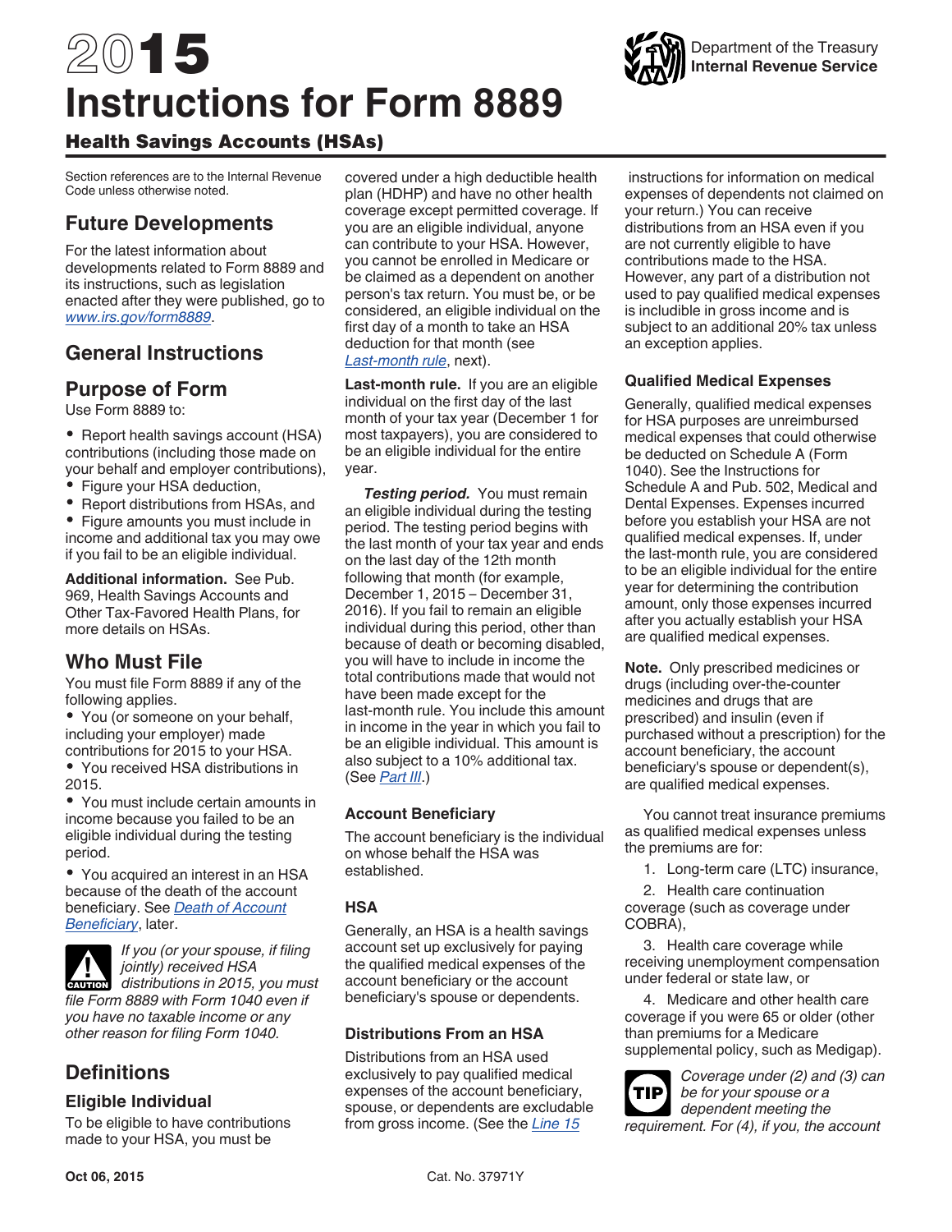# 2015 Instructions for Form 8889

Department of the Treasury
Internal Revenue Service

## Health Savings Accounts (HSAs)

Section references are to the Internal Revenue Code unless otherwise noted.

## Future Developments

For the latest information about developments related to Form 8889 and its instructions, such as legislation enacted after they were published, go to *www.irs.gov/form8889*.

## General Instructions

## Purpose of Form

Use Form 8889 to:

- Report health savings account (HSA) contributions (including those made on your behalf and employer contributions),
- Figure your HSA deduction,
- Report distributions from HSAs, and
- Figure amounts you must include in income and additional tax you may owe if you fail to be an eligible individual.

**Additional information.** See Pub. 969, Health Savings Accounts and Other Tax-Favored Health Plans, for more details on HSAs.

## Who Must File

You must file Form 8889 if any of the following applies.

- You (or someone on your behalf, including your employer) made contributions for 2015 to your HSA.
- You received HSA distributions in 2015.
- You must include certain amounts in income because you failed to be an eligible individual during the testing period.
- You acquired an interest in an HSA because of the death of the account beneficiary. See *Death of Account Beneficiary*, later.

CAUTION: *If you (or your spouse, if filing jointly) received HSA distributions in 2015, you must file Form 8889 with Form 1040 even if you have no taxable income or any other reason for filing Form 1040.*

## Definitions

### Eligible Individual

To be eligible to have contributions made to your HSA, you must be covered under a high deductible health plan (HDHP) and have no other health coverage except permitted coverage. If you are an eligible individual, anyone can contribute to your HSA. However, you cannot be enrolled in Medicare or be claimed as a dependent on another person's tax return. You must be, or be considered, an eligible individual on the first day of a month to take an HSA deduction for that month (see *Last-month rule*, next).

**Last-month rule.** If you are an eligible individual on the first day of the last month of your tax year (December 1 for most taxpayers), you are considered to be an eligible individual for the entire year.

***Testing period.*** You must remain an eligible individual during the testing period. The testing period begins with the last month of your tax year and ends on the last day of the 12th month following that month (for example, December 1, 2015 – December 31, 2016). If you fail to remain an eligible individual during this period, other than because of death or becoming disabled, you will have to include in income the total contributions made that would not have been made except for the last-month rule. You include this amount in income in the year in which you fail to be an eligible individual. This amount is also subject to a 10% additional tax. (See *Part III*.)

### Account Beneficiary

The account beneficiary is the individual on whose behalf the HSA was established.

### HSA

Generally, an HSA is a health savings account set up exclusively for paying the qualified medical expenses of the account beneficiary or the account beneficiary's spouse or dependents.

### Distributions From an HSA

Distributions from an HSA used exclusively to pay qualified medical expenses of the account beneficiary, spouse, or dependents are excludable from gross income. (See the *Line 15* instructions for information on medical expenses of dependents not claimed on your return.) You can receive distributions from an HSA even if you are not currently eligible to have contributions made to the HSA. However, any part of a distribution not used to pay qualified medical expenses is includible in gross income and is subject to an additional 20% tax unless an exception applies.

### Qualified Medical Expenses

Generally, qualified medical expenses for HSA purposes are unreimbursed medical expenses that could otherwise be deducted on Schedule A (Form 1040). See the Instructions for Schedule A and Pub. 502, Medical and Dental Expenses. Expenses incurred before you establish your HSA are not qualified medical expenses. If, under the last-month rule, you are considered to be an eligible individual for the entire year for determining the contribution amount, only those expenses incurred after you actually establish your HSA are qualified medical expenses.

**Note.** Only prescribed medicines or drugs (including over-the-counter medicines and drugs that are prescribed) and insulin (even if purchased without a prescription) for the account beneficiary, the account beneficiary's spouse or dependent(s), are qualified medical expenses.

You cannot treat insurance premiums as qualified medical expenses unless the premiums are for:

1. Long-term care (LTC) insurance,
2. Health care continuation coverage (such as coverage under COBRA),
3. Health care coverage while receiving unemployment compensation under federal or state law, or
4. Medicare and other health care coverage if you were 65 or older (other than premiums for a Medicare supplemental policy, such as Medigap).

TIP: *Coverage under (2) and (3) can be for your spouse or a dependent meeting the requirement. For (4), if you, the account*

Oct 06, 2015 Cat. No. 37971Y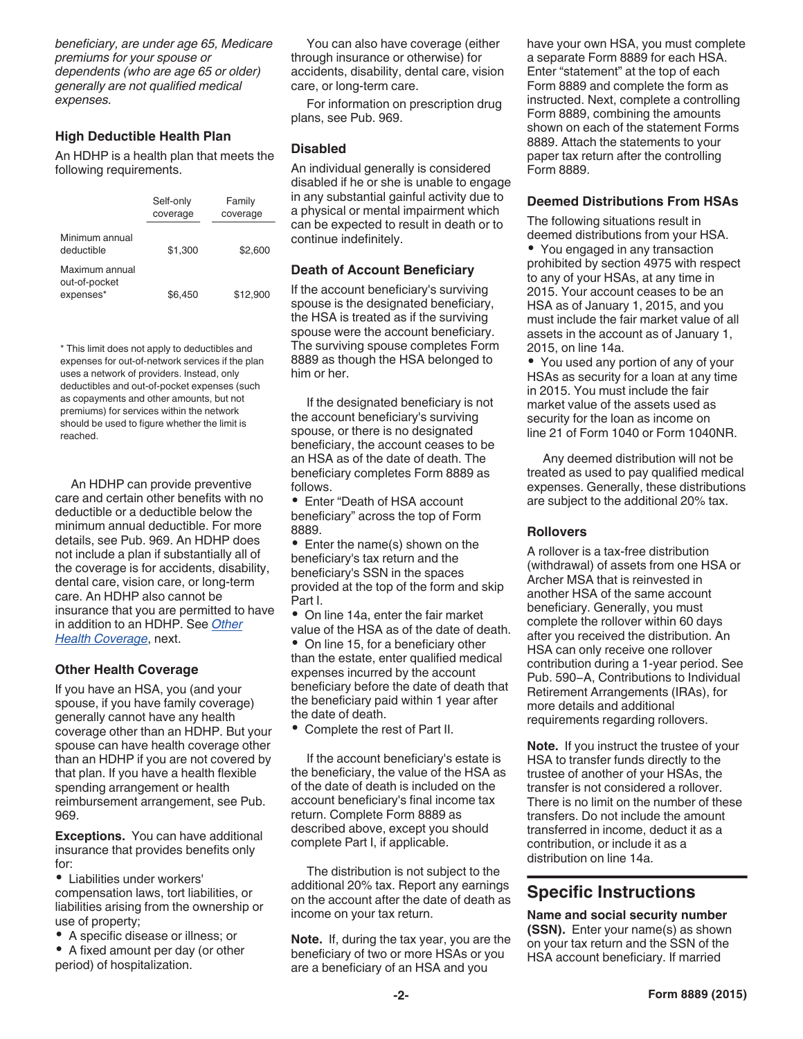*beneficiary, are under age 65, Medicare premiums for your spouse or dependents (who are age 65 or older) generally are not qualified medical expenses.*

### High Deductible Health Plan

An HDHP is a health plan that meets the following requirements.

| | Self-only coverage | Family coverage |
|---|---|---|
| Minimum annual deductible | $1,300 | $2,600 |
| Maximum annual out-of-pocket expenses* | $6,450 | $12,900 |

\* This limit does not apply to deductibles and expenses for out-of-network services if the plan uses a network of providers. Instead, only deductibles and out-of-pocket expenses (such as copayments and other amounts, but not premiums) for services within the network should be used to figure whether the limit is reached.

An HDHP can provide preventive care and certain other benefits with no deductible or a deductible below the minimum annual deductible. For more details, see Pub. 969. An HDHP does not include a plan if substantially all of the coverage is for accidents, disability, dental care, vision care, or long-term care. An HDHP also cannot be insurance that you are permitted to have in addition to an HDHP. See *Other Health Coverage*, next.

### Other Health Coverage

If you have an HSA, you (and your spouse, if you have family coverage) generally cannot have any health coverage other than an HDHP. But your spouse can have health coverage other than an HDHP if you are not covered by that plan. If you have a health flexible spending arrangement or health reimbursement arrangement, see Pub. 969.

**Exceptions.** You can have additional insurance that provides benefits only for:

- Liabilities under workers' compensation laws, tort liabilities, or liabilities arising from the ownership or use of property;
- A specific disease or illness; or
- A fixed amount per day (or other period) of hospitalization.

You can also have coverage (either through insurance or otherwise) for accidents, disability, dental care, vision care, or long-term care.

For information on prescription drug plans, see Pub. 969.

### Disabled

An individual generally is considered disabled if he or she is unable to engage in any substantial gainful activity due to a physical or mental impairment which can be expected to result in death or to continue indefinitely.

### Death of Account Beneficiary

If the account beneficiary's surviving spouse is the designated beneficiary, the HSA is treated as if the surviving spouse were the account beneficiary. The surviving spouse completes Form 8889 as though the HSA belonged to him or her.

If the designated beneficiary is not the account beneficiary's surviving spouse, or there is no designated beneficiary, the account ceases to be an HSA as of the date of death. The beneficiary completes Form 8889 as follows.

- Enter "Death of HSA account beneficiary" across the top of Form 8889.
- Enter the name(s) shown on the beneficiary's tax return and the beneficiary's SSN in the spaces provided at the top of the form and skip Part I.
- On line 14a, enter the fair market value of the HSA as of the date of death.
- On line 15, for a beneficiary other than the estate, enter qualified medical expenses incurred by the account beneficiary before the date of death that the beneficiary paid within 1 year after the date of death.
- Complete the rest of Part II.

If the account beneficiary's estate is the beneficiary, the value of the HSA as of the date of death is included on the account beneficiary's final income tax return. Complete Form 8889 as described above, except you should complete Part I, if applicable.

The distribution is not subject to the additional 20% tax. Report any earnings on the account after the date of death as income on your tax return.

**Note.** If, during the tax year, you are the beneficiary of two or more HSAs or you are a beneficiary of an HSA and you have your own HSA, you must complete a separate Form 8889 for each HSA. Enter "statement" at the top of each Form 8889 and complete the form as instructed. Next, complete a controlling Form 8889, combining the amounts shown on each of the statement Forms 8889. Attach the statements to your paper tax return after the controlling Form 8889.

### Deemed Distributions From HSAs

The following situations result in deemed distributions from your HSA.

- You engaged in any transaction prohibited by section 4975 with respect to any of your HSAs, at any time in 2015. Your account ceases to be an HSA as of January 1, 2015, and you must include the fair market value of all assets in the account as of January 1, 2015, on line 14a.
- You used any portion of any of your HSAs as security for a loan at any time in 2015. You must include the fair market value of the assets used as security for the loan as income on line 21 of Form 1040 or Form 1040NR.

Any deemed distribution will not be treated as used to pay qualified medical expenses. Generally, these distributions are subject to the additional 20% tax.

### Rollovers

A rollover is a tax-free distribution (withdrawal) of assets from one HSA or Archer MSA that is reinvested in another HSA of the same account beneficiary. Generally, you must complete the rollover within 60 days after you received the distribution. An HSA can only receive one rollover contribution during a 1-year period. See Pub. 590–A, Contributions to Individual Retirement Arrangements (IRAs), for more details and additional requirements regarding rollovers.

**Note.** If you instruct the trustee of your HSA to transfer funds directly to the trustee of another of your HSAs, the transfer is not considered a rollover. There is no limit on the number of these transfers. Do not include the amount transferred in income, deduct it as a contribution, or include it as a distribution on line 14a.

## Specific Instructions

**Name and social security number (SSN).** Enter your name(s) as shown on your tax return and the SSN of the HSA account beneficiary. If married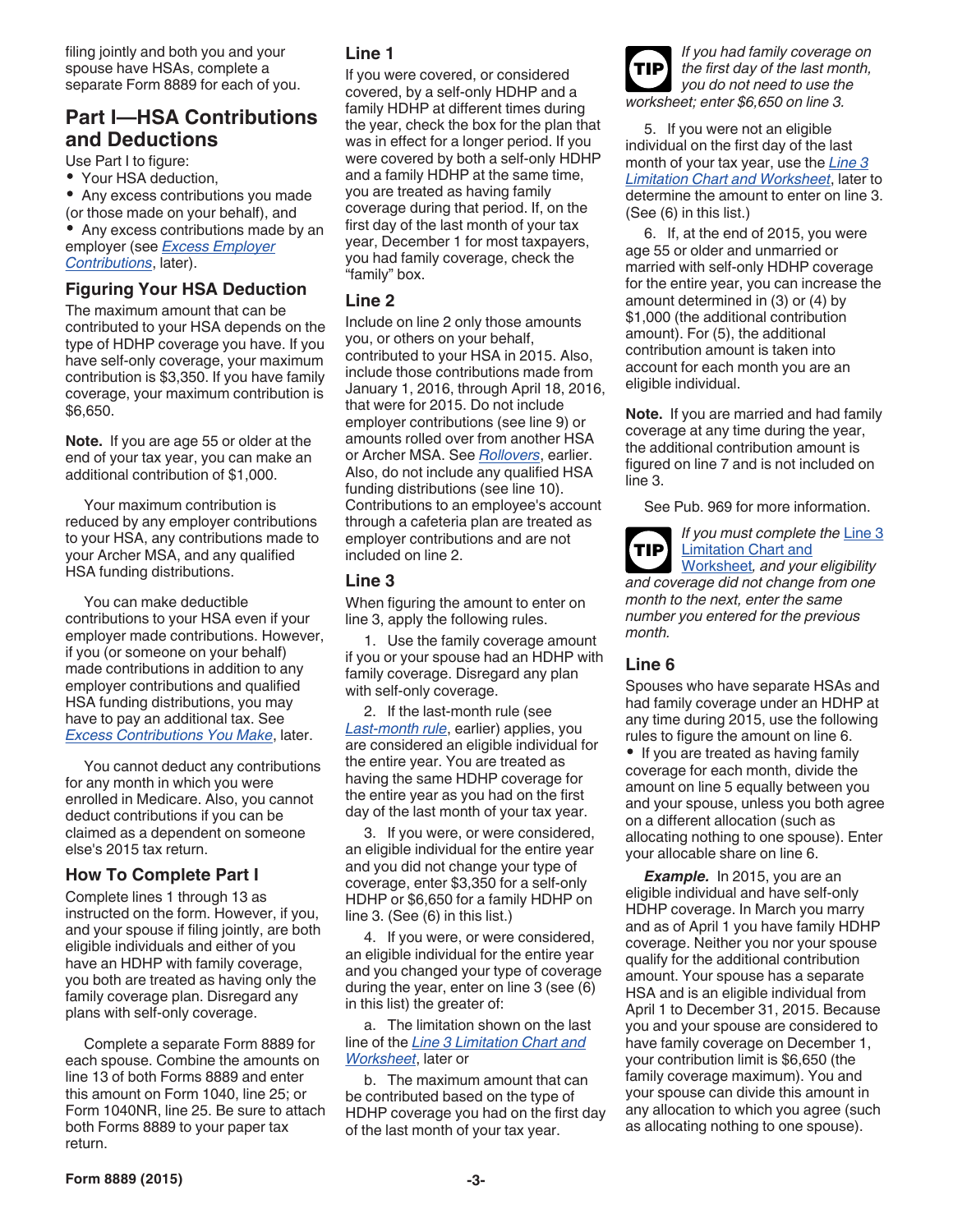filing jointly and both you and your spouse have HSAs, complete a separate Form 8889 for each of you.

## Part I—HSA Contributions and Deductions

Use Part I to figure:

- Your HSA deduction,
- Any excess contributions you made (or those made on your behalf), and
- Any excess contributions made by an employer (see *Excess Employer Contributions*, later).

### Figuring Your HSA Deduction

The maximum amount that can be contributed to your HSA depends on the type of HDHP coverage you have. If you have self-only coverage, your maximum contribution is $3,350. If you have family coverage, your maximum contribution is $6,650.

**Note.** If you are age 55 or older at the end of your tax year, you can make an additional contribution of $1,000.

Your maximum contribution is reduced by any employer contributions to your HSA, any contributions made to your Archer MSA, and any qualified HSA funding distributions.

You can make deductible contributions to your HSA even if your employer made contributions. However, if you (or someone on your behalf) made contributions in addition to any employer contributions and qualified HSA funding distributions, you may have to pay an additional tax. See *Excess Contributions You Make*, later.

You cannot deduct any contributions for any month in which you were enrolled in Medicare. Also, you cannot deduct contributions if you can be claimed as a dependent on someone else's 2015 tax return.

### How To Complete Part I

Complete lines 1 through 13 as instructed on the form. However, if you, and your spouse if filing jointly, are both eligible individuals and either of you have an HDHP with family coverage, you both are treated as having only the family coverage plan. Disregard any plans with self-only coverage.

Complete a separate Form 8889 for each spouse. Combine the amounts on line 13 of both Forms 8889 and enter this amount on Form 1040, line 25; or Form 1040NR, line 25. Be sure to attach both Forms 8889 to your paper tax return.

### Line 1

If you were covered, or considered covered, by a self-only HDHP and a family HDHP at different times during the year, check the box for the plan that was in effect for a longer period. If you were covered by both a self-only HDHP and a family HDHP at the same time, you are treated as having family coverage during that period. If, on the first day of the last month of your tax year, December 1 for most taxpayers, you had family coverage, check the "family" box.

### Line 2

Include on line 2 only those amounts you, or others on your behalf, contributed to your HSA in 2015. Also, include those contributions made from January 1, 2016, through April 18, 2016, that were for 2015. Do not include employer contributions (see line 9) or amounts rolled over from another HSA or Archer MSA. See *Rollovers*, earlier. Also, do not include any qualified HSA funding distributions (see line 10). Contributions to an employee's account through a cafeteria plan are treated as employer contributions and are not included on line 2.

### Line 3

When figuring the amount to enter on line 3, apply the following rules.

1. Use the family coverage amount if you or your spouse had an HDHP with family coverage. Disregard any plan with self-only coverage.

2. If the last-month rule (see *Last-month rule*, earlier) applies, you are considered an eligible individual for the entire year. You are treated as having the same HDHP coverage for the entire year as you had on the first day of the last month of your tax year.

3. If you were, or were considered, an eligible individual for the entire year and you did not change your type of coverage, enter $3,350 for a self-only HDHP or $6,650 for a family HDHP on line 3. (See (6) in this list.)

4. If you were, or were considered, an eligible individual for the entire year and you changed your type of coverage during the year, enter on line 3 (see (6) in this list) the greater of:

a. The limitation shown on the last line of the *Line 3 Limitation Chart and Worksheet*, later or

b. The maximum amount that can be contributed based on the type of HDHP coverage you had on the first day of the last month of your tax year.

**TIP** *If you had family coverage on the first day of the last month, you do not need to use the worksheet; enter $6,650 on line 3.*

5. If you were not an eligible individual on the first day of the last month of your tax year, use the *Line 3 Limitation Chart and Worksheet*, later to determine the amount to enter on line 3. (See (6) in this list.)

6. If, at the end of 2015, you were age 55 or older and unmarried or married with self-only HDHP coverage for the entire year, you can increase the amount determined in (3) or (4) by $1,000 (the additional contribution amount). For (5), the additional contribution amount is taken into account for each month you are an eligible individual.

**Note.** If you are married and had family coverage at any time during the year, the additional contribution amount is figured on line 7 and is not included on line 3.

See Pub. 969 for more information.

**TIP** *If you must complete the Line 3 Limitation Chart and Worksheet, and your eligibility and coverage did not change from one month to the next, enter the same number you entered for the previous month.*

### Line 6

Spouses who have separate HSAs and had family coverage under an HDHP at any time during 2015, use the following rules to figure the amount on line 6.

- If you are treated as having family coverage for each month, divide the amount on line 5 equally between you and your spouse, unless you both agree on a different allocation (such as allocating nothing to one spouse). Enter your allocable share on line 6.

***Example.*** In 2015, you are an eligible individual and have self-only HDHP coverage. In March you marry and as of April 1 you have family HDHP coverage. Neither you nor your spouse qualify for the additional contribution amount. Your spouse has a separate HSA and is an eligible individual from April 1 to December 31, 2015. Because you and your spouse are considered to have family coverage on December 1, your contribution limit is $6,650 (the family coverage maximum). You and your spouse can divide this amount in any allocation to which you agree (such as allocating nothing to one spouse).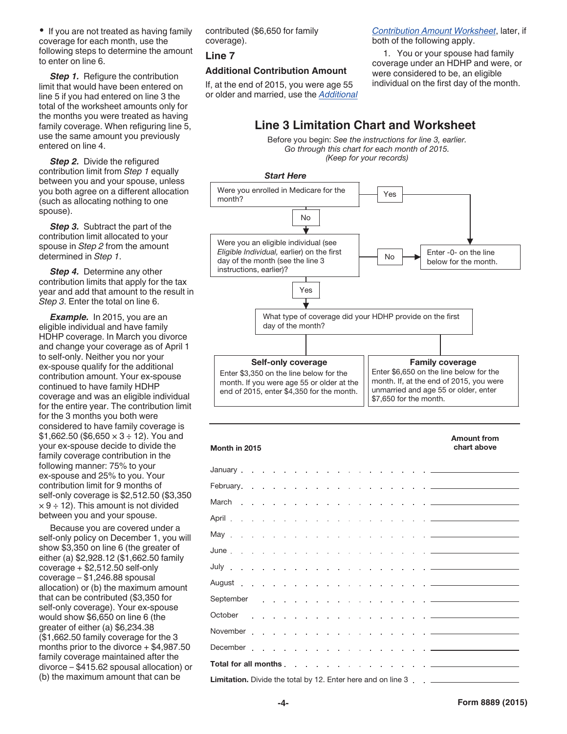- If you are not treated as having family coverage for each month, use the following steps to determine the amount to enter on line 6.

***Step 1.*** Refigure the contribution limit that would have been entered on line 5 if you had entered on line 3 the total of the worksheet amounts only for the months you were treated as having family coverage. When refiguring line 5, use the same amount you previously entered on line 4.

***Step 2.*** Divide the refigured contribution limit from *Step 1* equally between you and your spouse, unless you both agree on a different allocation (such as allocating nothing to one spouse).

***Step 3.*** Subtract the part of the contribution limit allocated to your spouse in *Step 2* from the amount determined in *Step 1*.

***Step 4.*** Determine any other contribution limits that apply for the tax year and add that amount to the result in *Step 3*. Enter the total on line 6.

***Example.*** In 2015, you are an eligible individual and have family HDHP coverage. In March you divorce and change your coverage as of April 1 to self-only. Neither you nor your ex-spouse qualify for the additional contribution amount. Your ex-spouse continued to have family HDHP coverage and was an eligible individual for the entire year. The contribution limit for the 3 months you both were considered to have family coverage is \$1,662.50 (\$6,650 × 3 ÷ 12). You and your ex-spouse decide to divide the family coverage contribution in the following manner: 75% to your ex-spouse and 25% to you. Your contribution limit for 9 months of self-only coverage is \$2,512.50 (\$3,350 × 9 ÷ 12). This amount is not divided between you and your spouse.

Because you are covered under a self-only policy on December 1, you will show \$3,350 on line 6 (the greater of either (a) \$2,928.12 (\$1,662.50 family coverage + \$2,512.50 self-only coverage – \$1,246.88 spousal allocation) or (b) the maximum amount that can be contributed (\$3,350 for self-only coverage). Your ex-spouse would show \$6,650 on line 6 (the greater of either (a) \$6,234.38 (\$1,662.50 family coverage for the 3 months prior to the divorce + \$4,987.50 family coverage maintained after the divorce – \$415.62 spousal allocation) or (b) the maximum amount that can be contributed (\$6,650 for family coverage).

## Line 7

### Additional Contribution Amount

If, at the end of 2015, you were age 55 or older and married, use the *Additional Contribution Amount Worksheet*, later, if both of the following apply.

1. You or your spouse had family coverage under an HDHP and were, or were considered to be, an eligible individual on the first day of the month.

## Line 3 Limitation Chart and Worksheet

Before you begin: *See the instructions for line 3, earlier.*
*Go through this chart for each month of 2015.*
*(Keep for your records)*

***Start Here***

- Were you enrolled in Medicare for the month?
  - **Yes** → Enter -0- on the line below for the month.
  - **No** → Were you an eligible individual (see *Eligible Individual,* earlier) on the first day of the month (see the line 3 instructions, earlier)?
    - **No** → Enter -0- on the line below for the month.
    - **Yes** → What type of coverage did your HDHP provide on the first day of the month?
      - **Self-only coverage:** Enter \$3,350 on the line below for the month. If you were age 55 or older at the end of 2015, enter \$4,350 for the month.
      - **Family coverage:** Enter \$6,650 on the line below for the month. If, at the end of 2015, you were unmarried and age 55 or older, enter \$7,650 for the month.

| Month in 2015 | Amount from chart above |
|---|---|
| January | |
| February | |
| March | |
| April | |
| May | |
| June | |
| July | |
| August | |
| September | |
| October | |
| November | |
| December | |
| **Total for all months** | |
| **Limitation.** Divide the total by 12. Enter here and on line 3 | |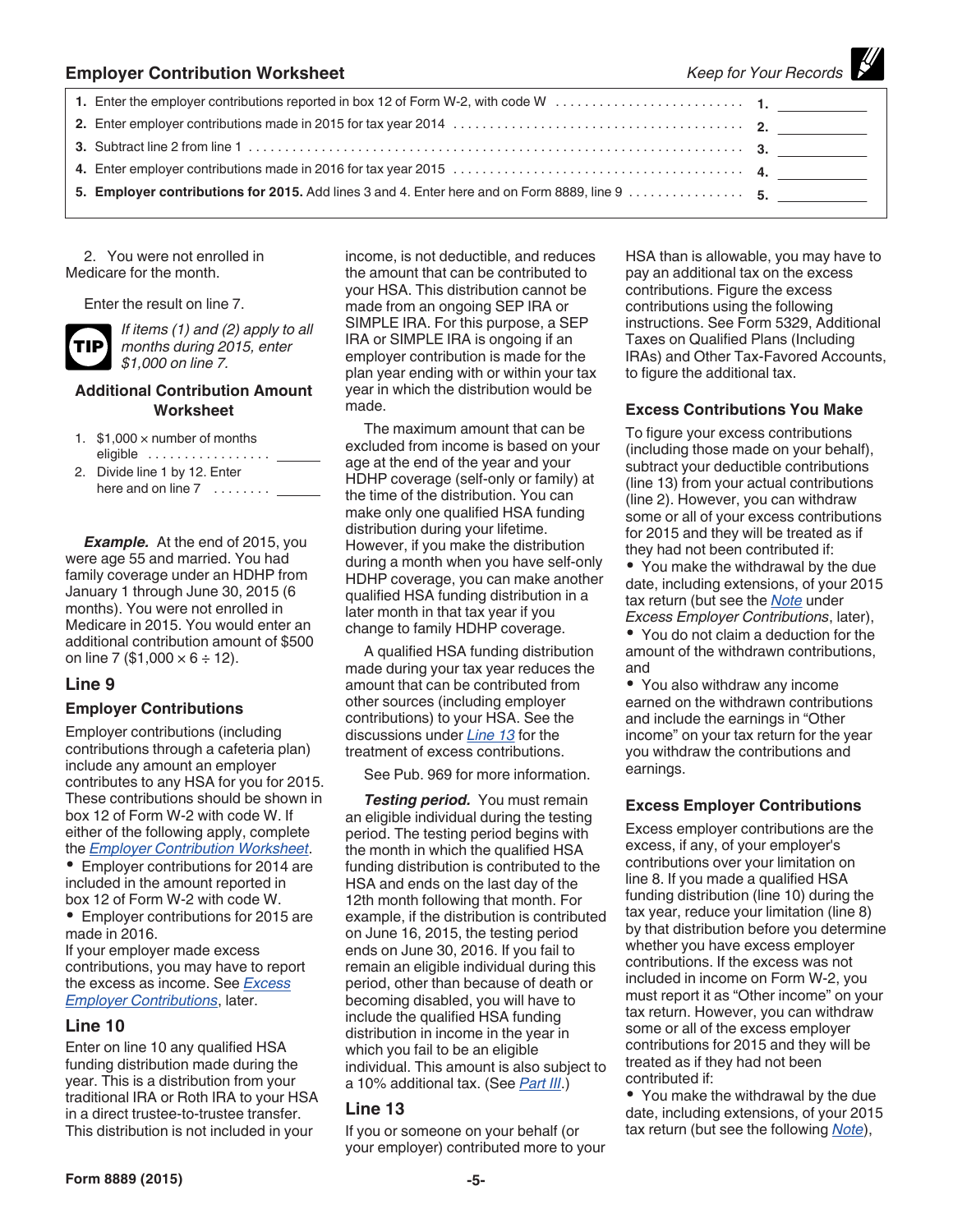## Employer Contribution Worksheet

*Keep for Your Records*

| | | | |
|---|---|---|---|
| **1.** | Enter the employer contributions reported in box 12 of Form W-2, with code W | **1.** | |
| **2.** | Enter employer contributions made in 2015 for tax year 2014 | **2.** | |
| **3.** | Subtract line 2 from line 1 | **3.** | |
| **4.** | Enter employer contributions made in 2016 for tax year 2015 | **4.** | |
| **5.** | **Employer contributions for 2015.** Add lines 3 and 4. Enter here and on Form 8889, line 9 | **5.** | |

2. You were not enrolled in Medicare for the month.

Enter the result on line 7.

**TIP** *If items (1) and (2) apply to all months during 2015, enter $1,000 on line 7.*

### Additional Contribution Amount Worksheet

1. $1,000 × number of months eligible . . . . . . . . . . . . . . . . . ______
2. Divide line 1 by 12. Enter here and on line 7 . . . . . . . . ______

***Example.*** At the end of 2015, you were age 55 and married. You had family coverage under an HDHP from January 1 through June 30, 2015 (6 months). You were not enrolled in Medicare in 2015. You would enter an additional contribution amount of $500 on line 7 ($1,000 × 6 ÷ 12).

## Line 9

### Employer Contributions

Employer contributions (including contributions through a cafeteria plan) include any amount an employer contributes to any HSA for you for 2015. These contributions should be shown in box 12 of Form W-2 with code W. If either of the following apply, complete the Employer Contribution Worksheet.

- Employer contributions for 2014 are included in the amount reported in box 12 of Form W-2 with code W.
- Employer contributions for 2015 are made in 2016.

If your employer made excess contributions, you may have to report the excess as income. See Excess Employer Contributions, later.

## Line 10

Enter on line 10 any qualified HSA funding distribution made during the year. This is a distribution from your traditional IRA or Roth IRA to your HSA in a direct trustee-to-trustee transfer. This distribution is not included in your income, is not deductible, and reduces the amount that can be contributed to your HSA. This distribution cannot be made from an ongoing SEP IRA or SIMPLE IRA. For this purpose, a SEP IRA or SIMPLE IRA is ongoing if an employer contribution is made for the plan year ending with or within your tax year in which the distribution would be made.

The maximum amount that can be excluded from income is based on your age at the end of the year and your HDHP coverage (self-only or family) at the time of the distribution. You can make only one qualified HSA funding distribution during your lifetime. However, if you make the distribution during a month when you have self-only HDHP coverage, you can make another qualified HSA funding distribution in a later month in that tax year if you change to family HDHP coverage.

A qualified HSA funding distribution made during your tax year reduces the amount that can be contributed from other sources (including employer contributions) to your HSA. See the discussions under Line 13 for the treatment of excess contributions.

See Pub. 969 for more information.

***Testing period.*** You must remain an eligible individual during the testing period. The testing period begins with the month in which the qualified HSA funding distribution is contributed to the HSA and ends on the last day of the 12th month following that month. For example, if the distribution is contributed on June 16, 2015, the testing period ends on June 30, 2016. If you fail to remain an eligible individual during this period, other than because of death or becoming disabled, you will have to include the qualified HSA funding distribution in income in the year in which you fail to be an eligible individual. This amount is also subject to a 10% additional tax. (See Part III.)

## Line 13

If you or someone on your behalf (or your employer) contributed more to your HSA than is allowable, you may have to pay an additional tax on the excess contributions. Figure the excess contributions using the following instructions. See Form 5329, Additional Taxes on Qualified Plans (Including IRAs) and Other Tax-Favored Accounts, to figure the additional tax.

### Excess Contributions You Make

To figure your excess contributions (including those made on your behalf), subtract your deductible contributions (line 13) from your actual contributions (line 2). However, you can withdraw some or all of your excess contributions for 2015 and they will be treated as if they had not been contributed if:

- You make the withdrawal by the due date, including extensions, of your 2015 tax return (but see the Note under *Excess Employer Contributions*, later),
- You do not claim a deduction for the amount of the withdrawn contributions, and
- You also withdraw any income earned on the withdrawn contributions and include the earnings in "Other income" on your tax return for the year you withdraw the contributions and earnings.

### Excess Employer Contributions

Excess employer contributions are the excess, if any, of your employer's contributions over your limitation on line 8. If you made a qualified HSA funding distribution (line 10) during the tax year, reduce your limitation (line 8) by that distribution before you determine whether you have excess employer contributions. If the excess was not included in income on Form W-2, you must report it as "Other income" on your tax return. However, you can withdraw some or all of the excess employer contributions for 2015 and they will be treated as if they had not been contributed if:

- You make the withdrawal by the due date, including extensions, of your 2015 tax return (but see the following Note),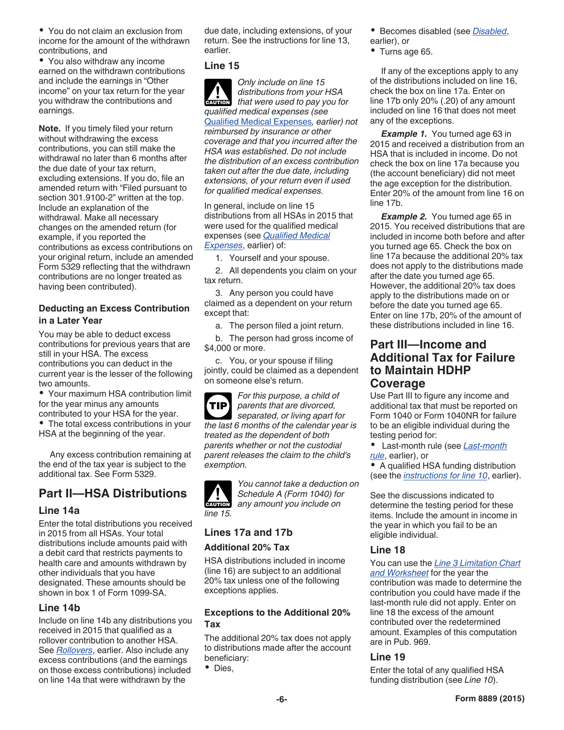- You do not claim an exclusion from income for the amount of the withdrawn contributions, and
- You also withdraw any income earned on the withdrawn contributions and include the earnings in "Other income" on your tax return for the year you withdraw the contributions and earnings.

**Note.** If you timely filed your return without withdrawing the excess contributions, you can still make the withdrawal no later than 6 months after the due date of your tax return, excluding extensions. If you do, file an amended return with "Filed pursuant to section 301.9100-2" written at the top. Include an explanation of the withdrawal. Make all necessary changes on the amended return (for example, if you reported the contributions as excess contributions on your original return, include an amended Form 5329 reflecting that the withdrawn contributions are no longer treated as having been contributed).

### Deducting an Excess Contribution in a Later Year

You may be able to deduct excess contributions for previous years that are still in your HSA. The excess contributions you can deduct in the current year is the lesser of the following two amounts.

- Your maximum HSA contribution limit for the year minus any amounts contributed to your HSA for the year.
- The total excess contributions in your HSA at the beginning of the year.

Any excess contribution remaining at the end of the tax year is subject to the additional tax. See Form 5329.

## Part II—HSA Distributions

### Line 14a

Enter the total distributions you received in 2015 from all HSAs. Your total distributions include amounts paid with a debit card that restricts payments to health care and amounts withdrawn by other individuals that you have designated. These amounts should be shown in box 1 of Form 1099-SA.

### Line 14b

Include on line 14b any distributions you received in 2015 that qualified as a rollover contribution to another HSA. See Rollovers, earlier. Also include any excess contributions (and the earnings on those excess contributions) included on line 14a that were withdrawn by the due date, including extensions, of your return. See the instructions for line 13, earlier.

### Line 15

**CAUTION** *Only include on line 15 distributions from your HSA that were used to pay you for qualified medical expenses (see Qualified Medical Expenses, earlier) not reimbursed by insurance or other coverage and that you incurred after the HSA was established. Do not include the distribution of an excess contribution taken out after the due date, including extensions, of your return even if used for qualified medical expenses.*

In general, include on line 15 distributions from all HSAs in 2015 that were used for the qualified medical expenses (see Qualified Medical Expenses, earlier) of:

1. Yourself and your spouse.
2. All dependents you claim on your tax return.
3. Any person you could have claimed as a dependent on your return except that:
   a. The person filed a joint return.
   b. The person had gross income of $4,000 or more.
   c. You, or your spouse if filing jointly, could be claimed as a dependent on someone else's return.

**TIP** *For this purpose, a child of parents that are divorced, separated, or living apart for the last 6 months of the calendar year is treated as the dependent of both parents whether or not the custodial parent releases the claim to the child's exemption.*

**CAUTION** *You cannot take a deduction on Schedule A (Form 1040) for any amount you include on line 15.*

### Lines 17a and 17b

#### Additional 20% Tax

HSA distributions included in income (line 16) are subject to an additional 20% tax unless one of the following exceptions applies.

#### Exceptions to the Additional 20% Tax

The additional 20% tax does not apply to distributions made after the account beneficiary:

- Dies,
- Becomes disabled (see Disabled, earlier), or
- Turns age 65.

If any of the exceptions apply to any of the distributions included on line 16, check the box on line 17a. Enter on line 17b only 20% (.20) of any amount included on line 16 that does not meet any of the exceptions.

***Example 1.*** You turned age 63 in 2015 and received a distribution from an HSA that is included in income. Do not check the box on line 17a because you (the account beneficiary) did not meet the age exception for the distribution. Enter 20% of the amount from line 16 on line 17b.

***Example 2.*** You turned age 65 in 2015. You received distributions that are included in income both before and after you turned age 65. Check the box on line 17a because the additional 20% tax does not apply to the distributions made after the date you turned age 65. However, the additional 20% tax does apply to the distributions made on or before the date you turned age 65. Enter on line 17b, 20% of the amount of these distributions included in line 16.

## Part III—Income and Additional Tax for Failure to Maintain HDHP Coverage

Use Part III to figure any income and additional tax that must be reported on Form 1040 or Form 1040NR for failure to be an eligible individual during the testing period for:

- Last-month rule (see Last-month rule, earlier), or
- A qualified HSA funding distribution (see the instructions for line 10, earlier).

See the discussions indicated to determine the testing period for these items. Include the amount in income in the year in which you fail to be an eligible individual.

### Line 18

You can use the Line 3 Limitation Chart and Worksheet for the year the contribution was made to determine the contribution you could have made if the last-month rule did not apply. Enter on line 18 the excess of the amount contributed over the redetermined amount. Examples of this computation are in Pub. 969.

### Line 19

Enter the total of any qualified HSA funding distribution (see *Line 10*).